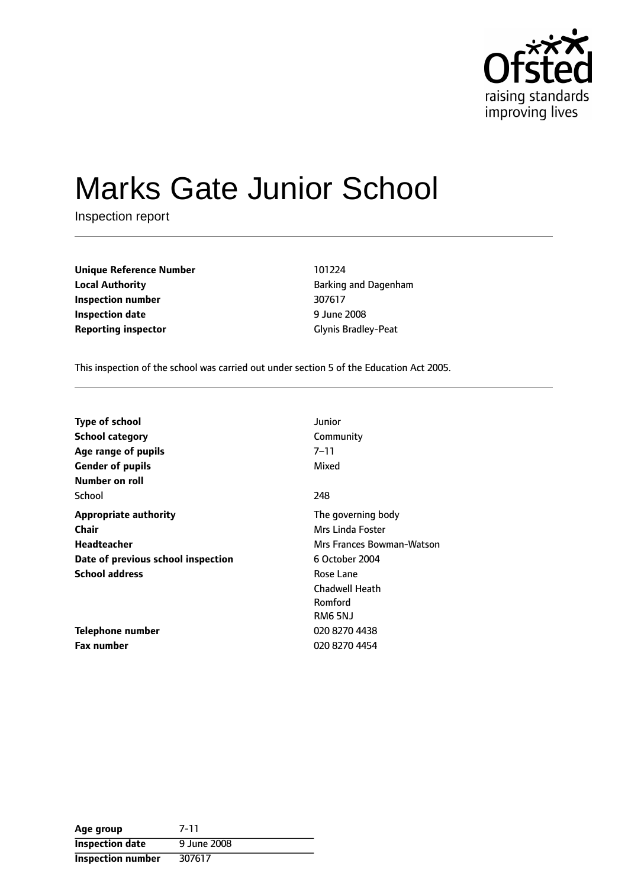# Marks Gate Junior School

Inspection report

| | |
|---|---|
| **Unique Reference Number** | 101224 |
| **Local Authority** | Barking and Dagenham |
| **Inspection number** | 307617 |
| **Inspection date** | 9 June 2008 |
| **Reporting inspector** | Glynis Bradley-Peat |

This inspection of the school was carried out under section 5 of the Education Act 2005.

| | |
|---|---|
| **Type of school** | Junior |
| **School category** | Community |
| **Age range of pupils** | 7–11 |
| **Gender of pupils** | Mixed |
| **Number on roll** | |
| School | 248 |
| **Appropriate authority** | The governing body |
| **Chair** | Mrs Linda Foster |
| **Headteacher** | Mrs Frances Bowman-Watson |
| **Date of previous school inspection** | 6 October 2004 |
| **School address** | Rose Lane<br>Chadwell Heath<br>Romford<br>RM6 5NJ |
| **Telephone number** | 020 8270 4438 |
| **Fax number** | 020 8270 4454 |

| | |
|---|---|
| **Age group** | 7-11 |
| **Inspection date** | 9 June 2008 |
| **Inspection number** | 307617 |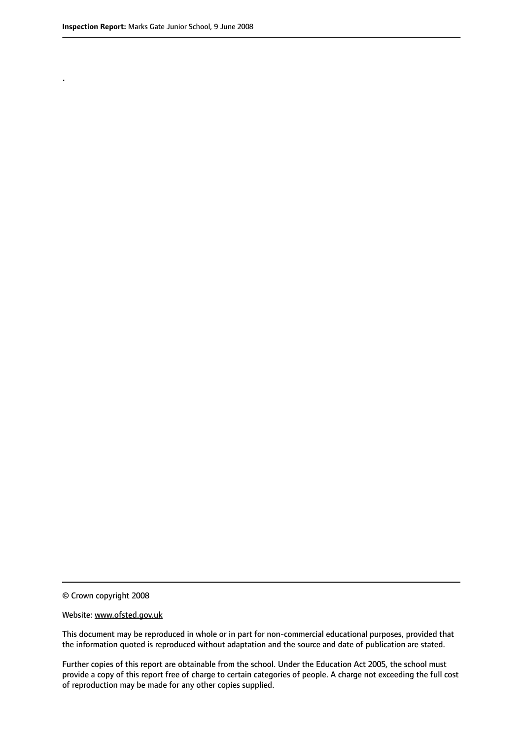.

© Crown copyright 2008

Website: www.ofsted.gov.uk

This document may be reproduced in whole or in part for non-commercial educational purposes, provided that the information quoted is reproduced without adaptation and the source and date of publication are stated.

Further copies of this report are obtainable from the school. Under the Education Act 2005, the school must provide a copy of this report free of charge to certain categories of people. A charge not exceeding the full cost of reproduction may be made for any other copies supplied.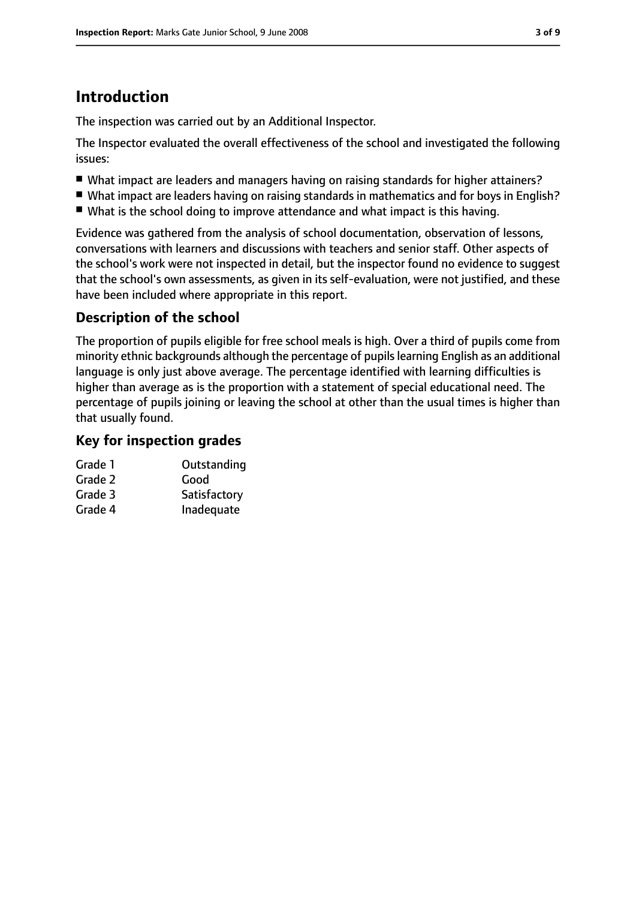# Introduction

The inspection was carried out by an Additional Inspector.

The Inspector evaluated the overall effectiveness of the school and investigated the following issues:

- What impact are leaders and managers having on raising standards for higher attainers?
- What impact are leaders having on raising standards in mathematics and for boys in English?
- What is the school doing to improve attendance and what impact is this having.

Evidence was gathered from the analysis of school documentation, observation of lessons, conversations with learners and discussions with teachers and senior staff. Other aspects of the school's work were not inspected in detail, but the inspector found no evidence to suggest that the school's own assessments, as given in its self-evaluation, were not justified, and these have been included where appropriate in this report.

## Description of the school

The proportion of pupils eligible for free school meals is high. Over a third of pupils come from minority ethnic backgrounds although the percentage of pupils learning English as an additional language is only just above average. The percentage identified with learning difficulties is higher than average as is the proportion with a statement of special educational need. The percentage of pupils joining or leaving the school at other than the usual times is higher than that usually found.

## Key for inspection grades

| | |
|---|---|
| Grade 1 | Outstanding |
| Grade 2 | Good |
| Grade 3 | Satisfactory |
| Grade 4 | Inadequate |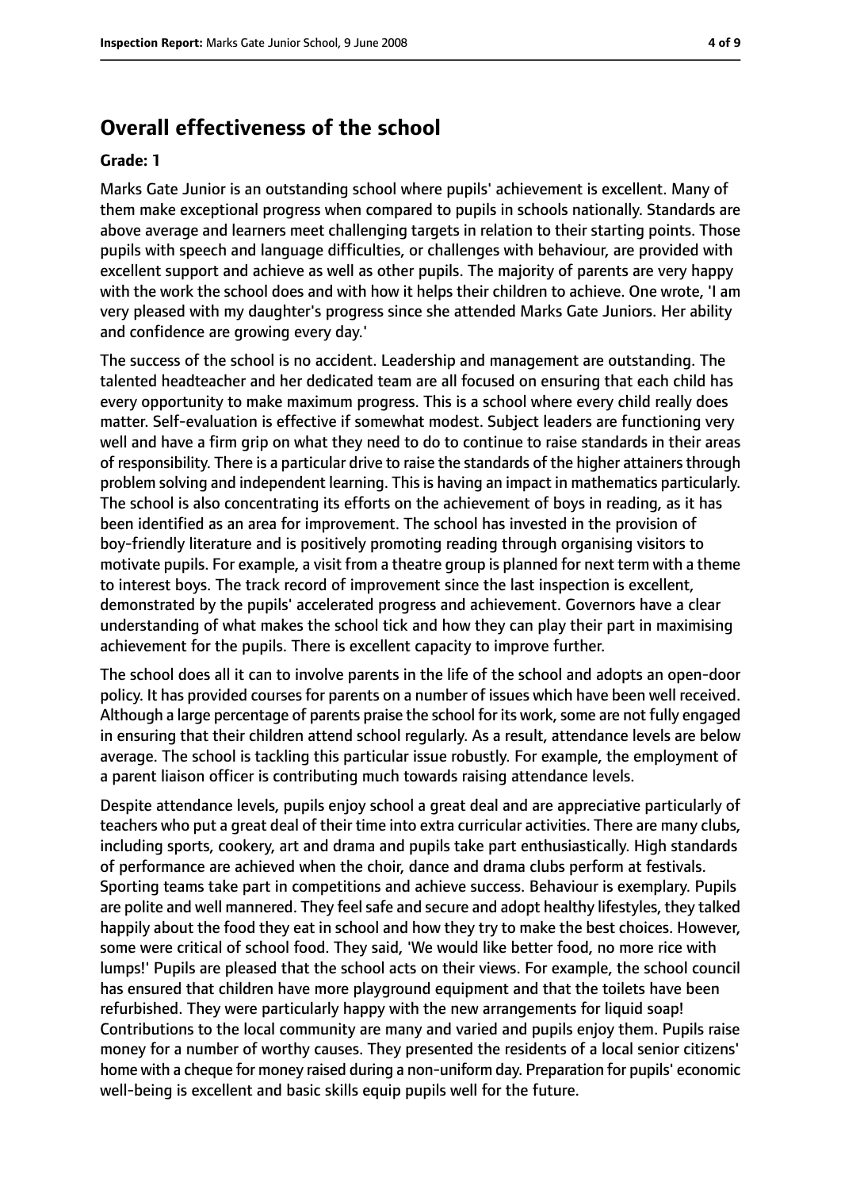## Overall effectiveness of the school

**Grade: 1**

Marks Gate Junior is an outstanding school where pupils' achievement is excellent. Many of them make exceptional progress when compared to pupils in schools nationally. Standards are above average and learners meet challenging targets in relation to their starting points. Those pupils with speech and language difficulties, or challenges with behaviour, are provided with excellent support and achieve as well as other pupils. The majority of parents are very happy with the work the school does and with how it helps their children to achieve. One wrote, 'I am very pleased with my daughter's progress since she attended Marks Gate Juniors. Her ability and confidence are growing every day.'

The success of the school is no accident. Leadership and management are outstanding. The talented headteacher and her dedicated team are all focused on ensuring that each child has every opportunity to make maximum progress. This is a school where every child really does matter. Self-evaluation is effective if somewhat modest. Subject leaders are functioning very well and have a firm grip on what they need to do to continue to raise standards in their areas of responsibility. There is a particular drive to raise the standards of the higher attainers through problem solving and independent learning. This is having an impact in mathematics particularly. The school is also concentrating its efforts on the achievement of boys in reading, as it has been identified as an area for improvement. The school has invested in the provision of boy-friendly literature and is positively promoting reading through organising visitors to motivate pupils. For example, a visit from a theatre group is planned for next term with a theme to interest boys. The track record of improvement since the last inspection is excellent, demonstrated by the pupils' accelerated progress and achievement. Governors have a clear understanding of what makes the school tick and how they can play their part in maximising achievement for the pupils. There is excellent capacity to improve further.

The school does all it can to involve parents in the life of the school and adopts an open-door policy. It has provided courses for parents on a number of issues which have been well received. Although a large percentage of parents praise the school for its work, some are not fully engaged in ensuring that their children attend school regularly. As a result, attendance levels are below average. The school is tackling this particular issue robustly. For example, the employment of a parent liaison officer is contributing much towards raising attendance levels.

Despite attendance levels, pupils enjoy school a great deal and are appreciative particularly of teachers who put a great deal of their time into extra curricular activities. There are many clubs, including sports, cookery, art and drama and pupils take part enthusiastically. High standards of performance are achieved when the choir, dance and drama clubs perform at festivals. Sporting teams take part in competitions and achieve success. Behaviour is exemplary. Pupils are polite and well mannered. They feel safe and secure and adopt healthy lifestyles, they talked happily about the food they eat in school and how they try to make the best choices. However, some were critical of school food. They said, 'We would like better food, no more rice with lumps!' Pupils are pleased that the school acts on their views. For example, the school council has ensured that children have more playground equipment and that the toilets have been refurbished. They were particularly happy with the new arrangements for liquid soap! Contributions to the local community are many and varied and pupils enjoy them. Pupils raise money for a number of worthy causes. They presented the residents of a local senior citizens' home with a cheque for money raised during a non-uniform day. Preparation for pupils' economic well-being is excellent and basic skills equip pupils well for the future.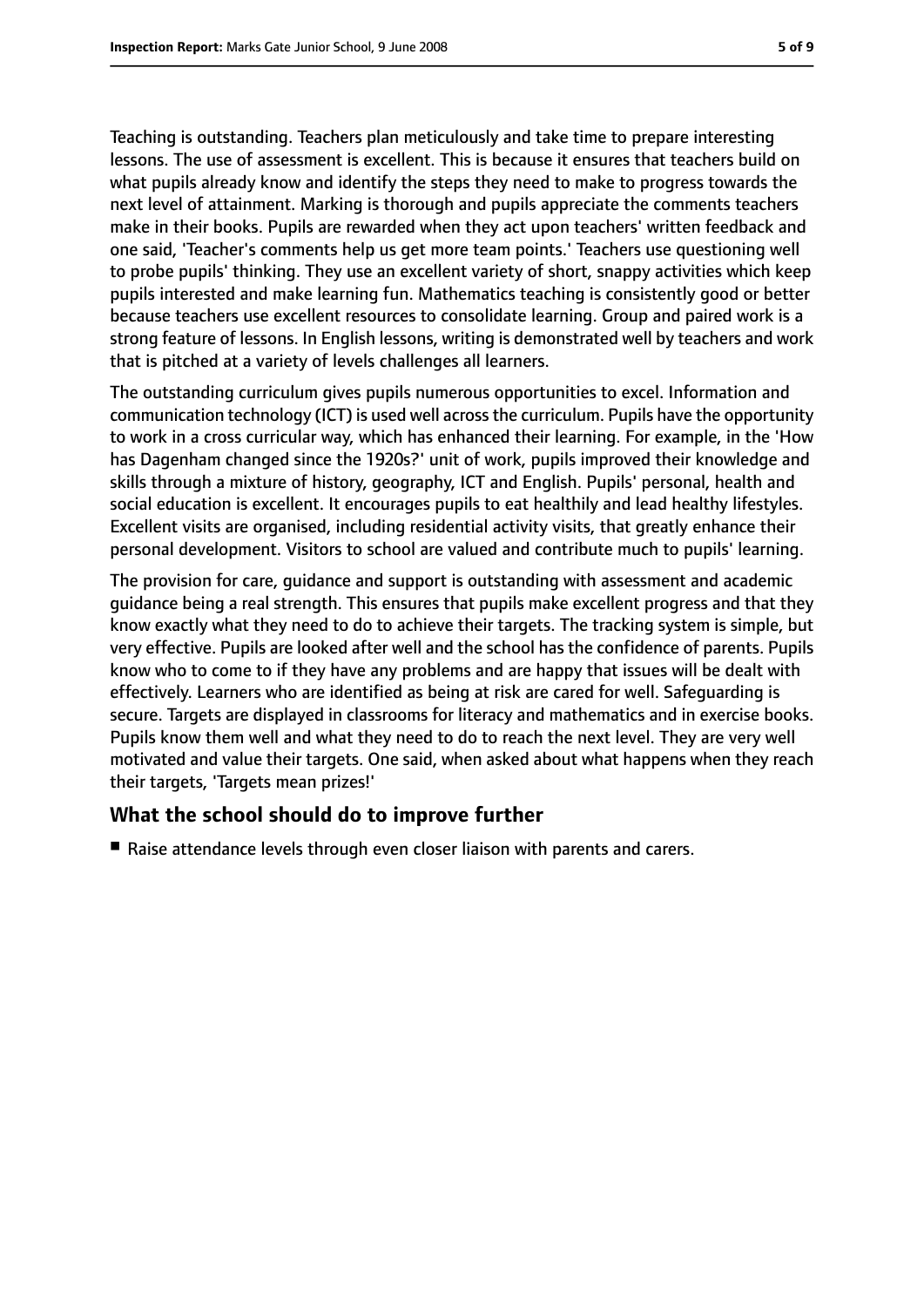Teaching is outstanding. Teachers plan meticulously and take time to prepare interesting lessons. The use of assessment is excellent. This is because it ensures that teachers build on what pupils already know and identify the steps they need to make to progress towards the next level of attainment. Marking is thorough and pupils appreciate the comments teachers make in their books. Pupils are rewarded when they act upon teachers' written feedback and one said, 'Teacher's comments help us get more team points.' Teachers use questioning well to probe pupils' thinking. They use an excellent variety of short, snappy activities which keep pupils interested and make learning fun. Mathematics teaching is consistently good or better because teachers use excellent resources to consolidate learning. Group and paired work is a strong feature of lessons. In English lessons, writing is demonstrated well by teachers and work that is pitched at a variety of levels challenges all learners.

The outstanding curriculum gives pupils numerous opportunities to excel. Information and communication technology (ICT) is used well across the curriculum. Pupils have the opportunity to work in a cross curricular way, which has enhanced their learning. For example, in the 'How has Dagenham changed since the 1920s?' unit of work, pupils improved their knowledge and skills through a mixture of history, geography, ICT and English. Pupils' personal, health and social education is excellent. It encourages pupils to eat healthily and lead healthy lifestyles. Excellent visits are organised, including residential activity visits, that greatly enhance their personal development. Visitors to school are valued and contribute much to pupils' learning.

The provision for care, guidance and support is outstanding with assessment and academic guidance being a real strength. This ensures that pupils make excellent progress and that they know exactly what they need to do to achieve their targets. The tracking system is simple, but very effective. Pupils are looked after well and the school has the confidence of parents. Pupils know who to come to if they have any problems and are happy that issues will be dealt with effectively. Learners who are identified as being at risk are cared for well. Safeguarding is secure. Targets are displayed in classrooms for literacy and mathematics and in exercise books. Pupils know them well and what they need to do to reach the next level. They are very well motivated and value their targets. One said, when asked about what happens when they reach their targets, 'Targets mean prizes!'

## What the school should do to improve further

- Raise attendance levels through even closer liaison with parents and carers.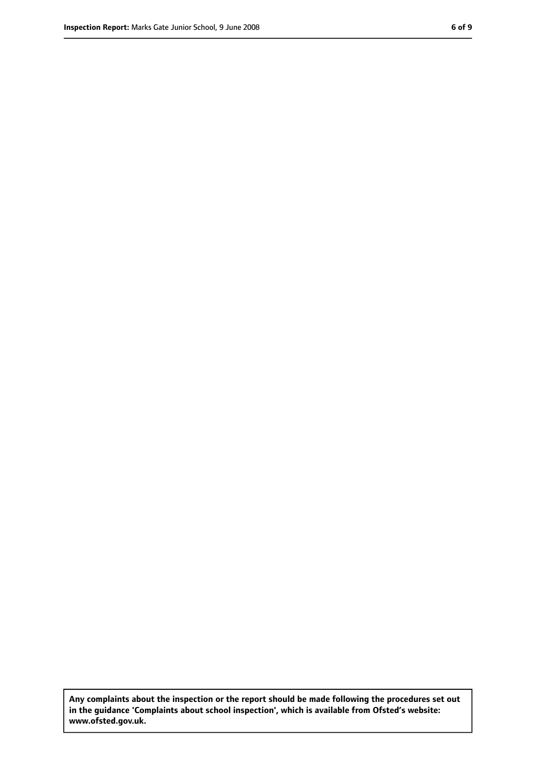**Any complaints about the inspection or the report should be made following the procedures set out in the guidance 'Complaints about school inspection', which is available from Ofsted's website: www.ofsted.gov.uk.**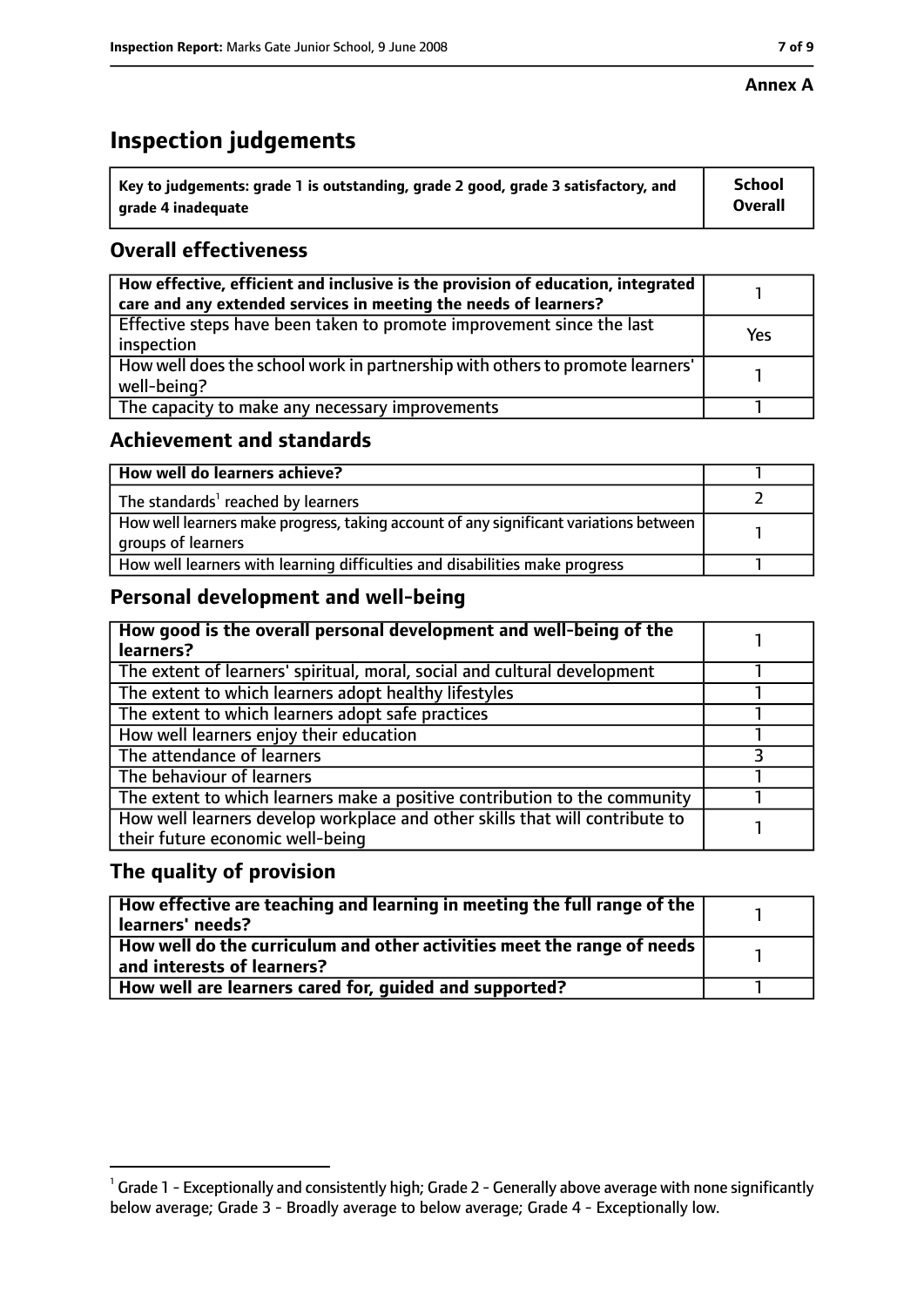**Annex A**

# Inspection judgements

| Key to judgements: grade 1 is outstanding, grade 2 good, grade 3 satisfactory, and grade 4 inadequate | School Overall |
|---|---|

## Overall effectiveness

| | |
|---|---|
| **How effective, efficient and inclusive is the provision of education, integrated care and any extended services in meeting the needs of learners?** | 1 |
| Effective steps have been taken to promote improvement since the last inspection | Yes |
| How well does the school work in partnership with others to promote learners' well-being? | 1 |
| The capacity to make any necessary improvements | 1 |

## Achievement and standards

| | |
|---|---|
| **How well do learners achieve?** | 1 |
| The standards[1] reached by learners | 2 |
| How well learners make progress, taking account of any significant variations between groups of learners | 1 |
| How well learners with learning difficulties and disabilities make progress | 1 |

## Personal development and well-being

| | |
|---|---|
| **How good is the overall personal development and well-being of the learners?** | 1 |
| The extent of learners' spiritual, moral, social and cultural development | 1 |
| The extent to which learners adopt healthy lifestyles | 1 |
| The extent to which learners adopt safe practices | 1 |
| How well learners enjoy their education | 1 |
| The attendance of learners | 3 |
| The behaviour of learners | 1 |
| The extent to which learners make a positive contribution to the community | 1 |
| How well learners develop workplace and other skills that will contribute to their future economic well-being | 1 |

## The quality of provision

| | |
|---|---|
| **How effective are teaching and learning in meeting the full range of the learners' needs?** | 1 |
| **How well do the curriculum and other activities meet the range of needs and interests of learners?** | 1 |
| **How well are learners cared for, guided and supported?** | 1 |

[1] Grade 1 - Exceptionally and consistently high; Grade 2 - Generally above average with none significantly below average; Grade 3 - Broadly average to below average; Grade 4 - Exceptionally low.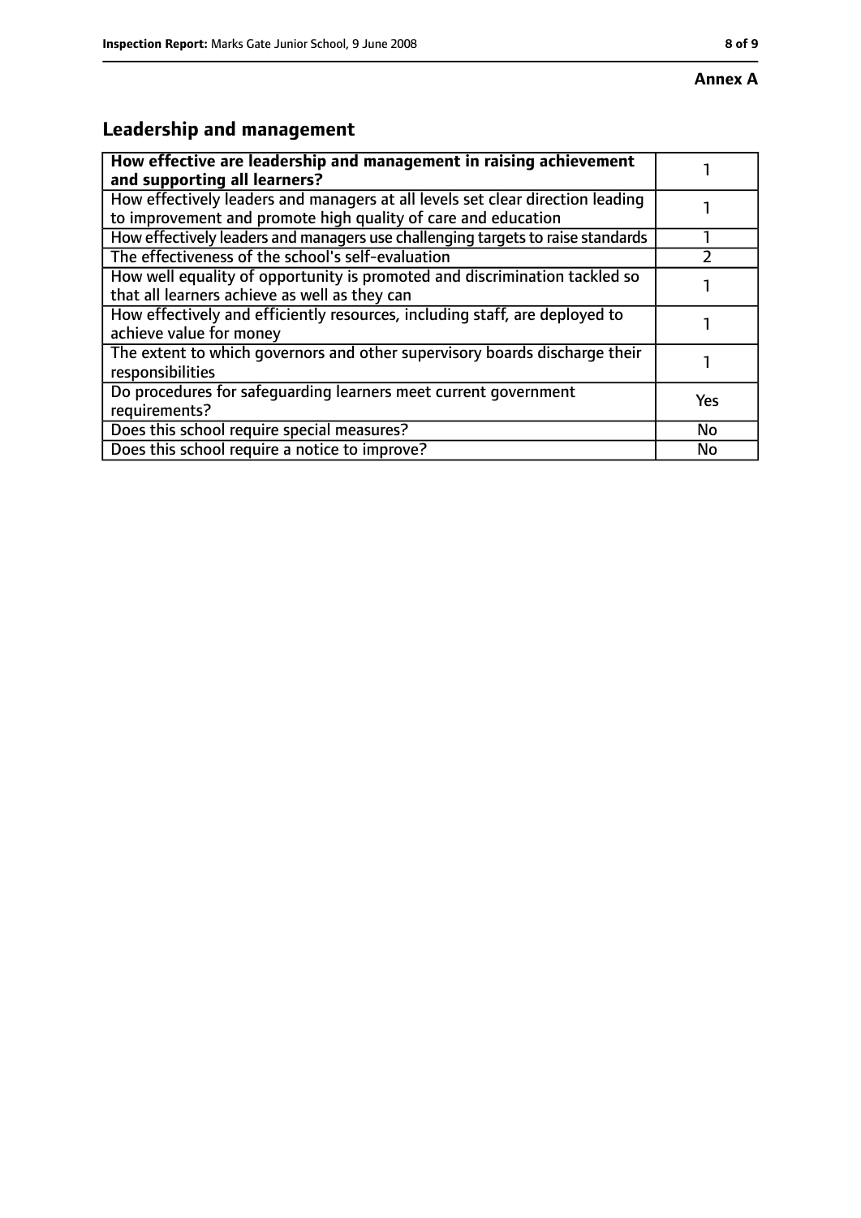**Annex A**

## Leadership and management

| How effective are leadership and management in raising achievement and supporting all learners? | 1 |
|---|---|
| How effectively leaders and managers at all levels set clear direction leading to improvement and promote high quality of care and education | 1 |
| How effectively leaders and managers use challenging targets to raise standards | 1 |
| The effectiveness of the school's self-evaluation | 2 |
| How well equality of opportunity is promoted and discrimination tackled so that all learners achieve as well as they can | 1 |
| How effectively and efficiently resources, including staff, are deployed to achieve value for money | 1 |
| The extent to which governors and other supervisory boards discharge their responsibilities | 1 |
| Do procedures for safeguarding learners meet current government requirements? | Yes |
| Does this school require special measures? | No |
| Does this school require a notice to improve? | No |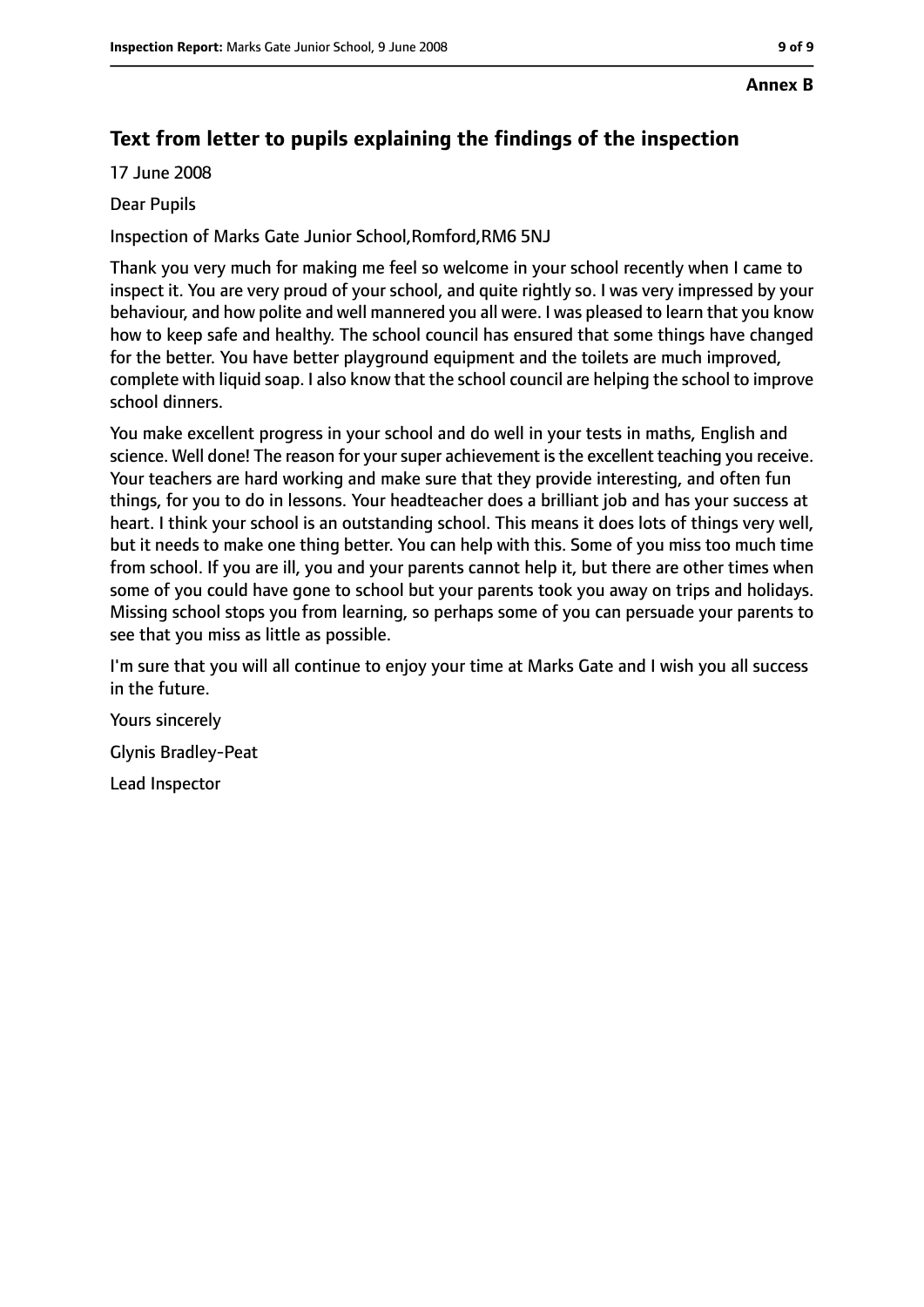**Annex B**

## Text from letter to pupils explaining the findings of the inspection

17 June 2008

Dear Pupils

Inspection of Marks Gate Junior School,Romford,RM6 5NJ

Thank you very much for making me feel so welcome in your school recently when I came to inspect it. You are very proud of your school, and quite rightly so. I was very impressed by your behaviour, and how polite and well mannered you all were. I was pleased to learn that you know how to keep safe and healthy. The school council has ensured that some things have changed for the better. You have better playground equipment and the toilets are much improved, complete with liquid soap. I also know that the school council are helping the school to improve school dinners.

You make excellent progress in your school and do well in your tests in maths, English and science. Well done! The reason for your super achievement is the excellent teaching you receive. Your teachers are hard working and make sure that they provide interesting, and often fun things, for you to do in lessons. Your headteacher does a brilliant job and has your success at heart. I think your school is an outstanding school. This means it does lots of things very well, but it needs to make one thing better. You can help with this. Some of you miss too much time from school. If you are ill, you and your parents cannot help it, but there are other times when some of you could have gone to school but your parents took you away on trips and holidays. Missing school stops you from learning, so perhaps some of you can persuade your parents to see that you miss as little as possible.

I'm sure that you will all continue to enjoy your time at Marks Gate and I wish you all success in the future.

Yours sincerely

Glynis Bradley-Peat

Lead Inspector